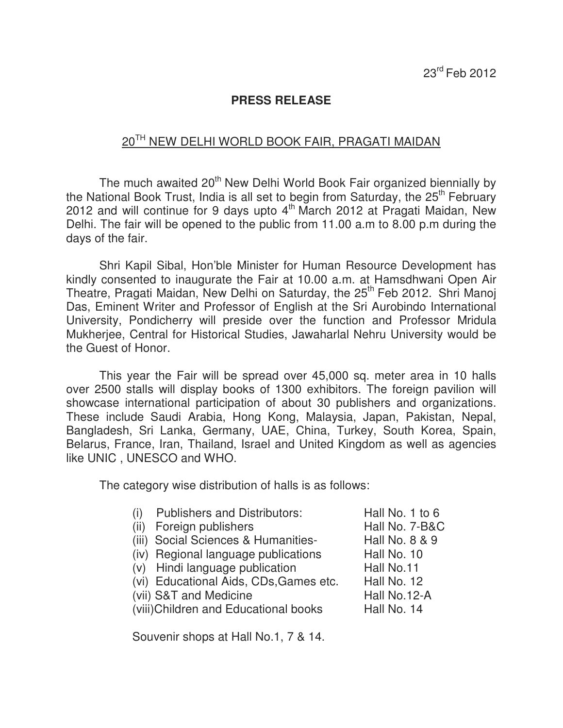23rd Feb 2012

**PRESS RELEASE**

## 20TH NEW DELHI WORLD BOOK FAIR, PRAGATI MAIDAN

The much awaited 20th New Delhi World Book Fair organized biennially by the National Book Trust, India is all set to begin from Saturday, the 25th February 2012 and will continue for 9 days upto 4th March 2012 at Pragati Maidan, New Delhi. The fair will be opened to the public from 11.00 a.m to 8.00 p.m during the days of the fair.

Shri Kapil Sibal, Hon'ble Minister for Human Resource Development has kindly consented to inaugurate the Fair at 10.00 a.m. at Hamsdhwani Open Air Theatre, Pragati Maidan, New Delhi on Saturday, the 25th Feb 2012. Shri Manoj Das, Eminent Writer and Professor of English at the Sri Aurobindo International University, Pondicherry will preside over the function and Professor Mridula Mukherjee, Central for Historical Studies, Jawaharlal Nehru University would be the Guest of Honor.

This year the Fair will be spread over 45,000 sq. meter area in 10 halls over 2500 stalls will display books of 1300 exhibitors. The foreign pavilion will showcase international participation of about 30 publishers and organizations. These include Saudi Arabia, Hong Kong, Malaysia, Japan, Pakistan, Nepal, Bangladesh, Sri Lanka, Germany, UAE, China, Turkey, South Korea, Spain, Belarus, France, Iran, Thailand, Israel and United Kingdom as well as agencies like UNIC , UNESCO and WHO.

The category wise distribution of halls is as follows:

| | |
|---|---|
| (i) Publishers and Distributors: | Hall No. 1 to 6 |
| (ii) Foreign publishers | Hall No. 7-B&C |
| (iii) Social Sciences & Humanities- | Hall No. 8 & 9 |
| (iv) Regional language publications | Hall No. 10 |
| (v) Hindi language publication | Hall No.11 |
| (vi) Educational Aids, CDs,Games etc. | Hall No. 12 |
| (vii) S&T and Medicine | Hall No.12-A |
| (viii)Children and Educational books | Hall No. 14 |

Souvenir shops at Hall No.1, 7 & 14.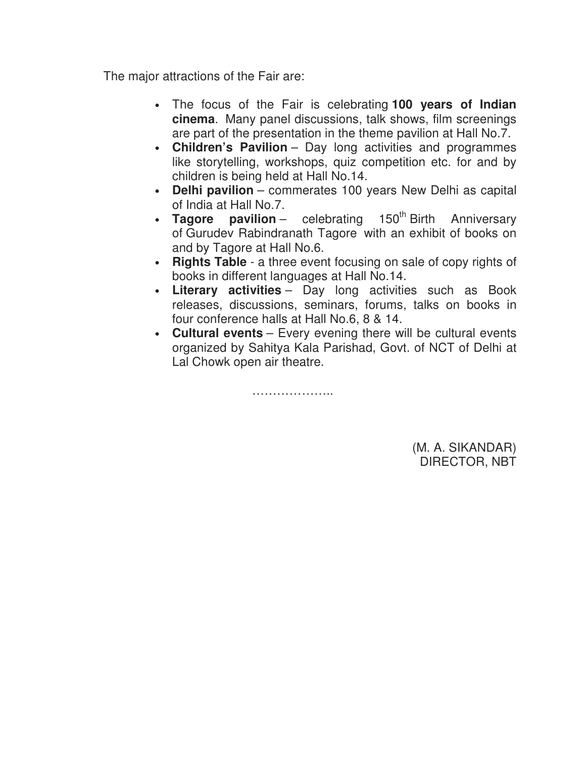The major attractions of the Fair are:

- The focus of the Fair is celebrating **100 years of Indian cinema**. Many panel discussions, talk shows, film screenings are part of the presentation in the theme pavilion at Hall No.7.
- **Children's Pavilion** – Day long activities and programmes like storytelling, workshops, quiz competition etc. for and by children is being held at Hall No.14.
- **Delhi pavilion** – commerates 100 years New Delhi as capital of India at Hall No.7.
- **Tagore pavilion** – celebrating 150th Birth Anniversary of Gurudev Rabindranath Tagore with an exhibit of books on and by Tagore at Hall No.6.
- **Rights Table** - a three event focusing on sale of copy rights of books in different languages at Hall No.14.
- **Literary activities** – Day long activities such as Book releases, discussions, seminars, forums, talks on books in four conference halls at Hall No.6, 8 & 14.
- **Cultural events** – Every evening there will be cultural events organized by Sahitya Kala Parishad, Govt. of NCT of Delhi at Lal Chowk open air theatre.

………………..

(M. A. SIKANDAR)
DIRECTOR, NBT